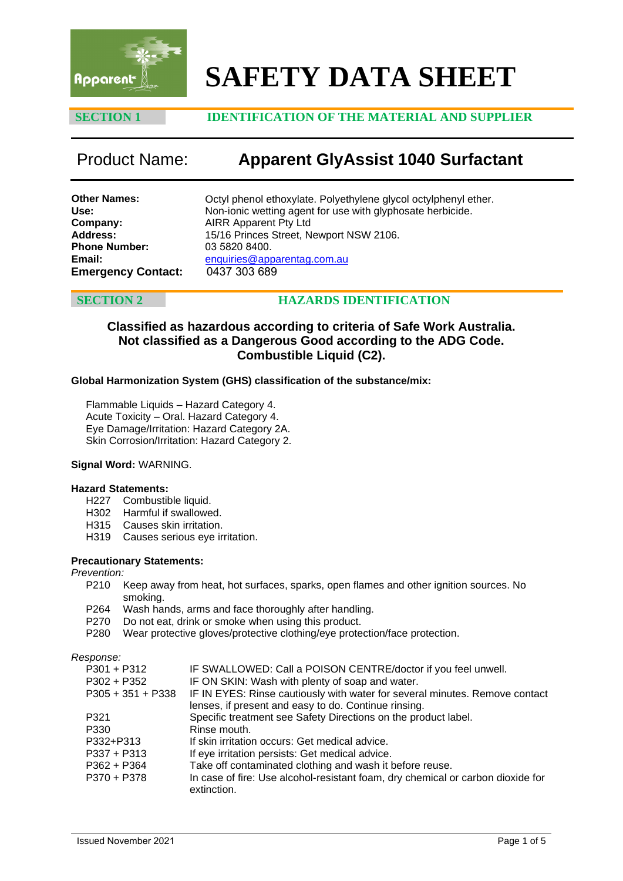# SAFETY DATA SHEET

## SECTION 1 IDENTIFICATION OF THE MATERIAL AND SUPPLIER

## Product Name: Apparent GlyAssist 1040 Surfactant

**Other Names:** Octyl phenol ethoxylate. Polyethylene glycol octylphenyl ether.
**Use:** Non-ionic wetting agent for use with glyphosate herbicide.
**Company:** AIRR Apparent Pty Ltd
**Address:** 15/16 Princes Street, Newport NSW 2106.
**Phone Number:** 03 5820 8400.
**Email:** enquiries@apparentag.com.au
**Emergency Contact:** 0437 303 689

## SECTION 2 HAZARDS IDENTIFICATION

**Classified as hazardous according to criteria of Safe Work Australia.**
**Not classified as a Dangerous Good according to the ADG Code.**
**Combustible Liquid (C2).**

**Global Harmonization System (GHS) classification of the substance/mix:**

Flammable Liquids – Hazard Category 4.
Acute Toxicity – Oral. Hazard Category 4.
Eye Damage/Irritation: Hazard Category 2A.
Skin Corrosion/Irritation: Hazard Category 2.

**Signal Word:** WARNING.

**Hazard Statements:**

- H227 Combustible liquid.
- H302 Harmful if swallowed.
- H315 Causes skin irritation.
- H319 Causes serious eye irritation.

**Precautionary Statements:**

*Prevention:*

- P210 Keep away from heat, hot surfaces, sparks, open flames and other ignition sources. No smoking.
- P264 Wash hands, arms and face thoroughly after handling.
- P270 Do not eat, drink or smoke when using this product.
- P280 Wear protective gloves/protective clothing/eye protection/face protection.

*Response:*

| | |
|---|---|
| P301 + P312 | IF SWALLOWED: Call a POISON CENTRE/doctor if you feel unwell. |
| P302 + P352 | IF ON SKIN: Wash with plenty of soap and water. |
| P305 + 351 + P338 | IF IN EYES: Rinse cautiously with water for several minutes. Remove contact lenses, if present and easy to do. Continue rinsing. |
| P321 | Specific treatment see Safety Directions on the product label. |
| P330 | Rinse mouth. |
| P332+P313 | If skin irritation occurs: Get medical advice. |
| P337 + P313 | If eye irritation persists: Get medical advice. |
| P362 + P364 | Take off contaminated clothing and wash it before reuse. |
| P370 + P378 | In case of fire: Use alcohol-resistant foam, dry chemical or carbon dioxide for extinction. |

Issued November 2021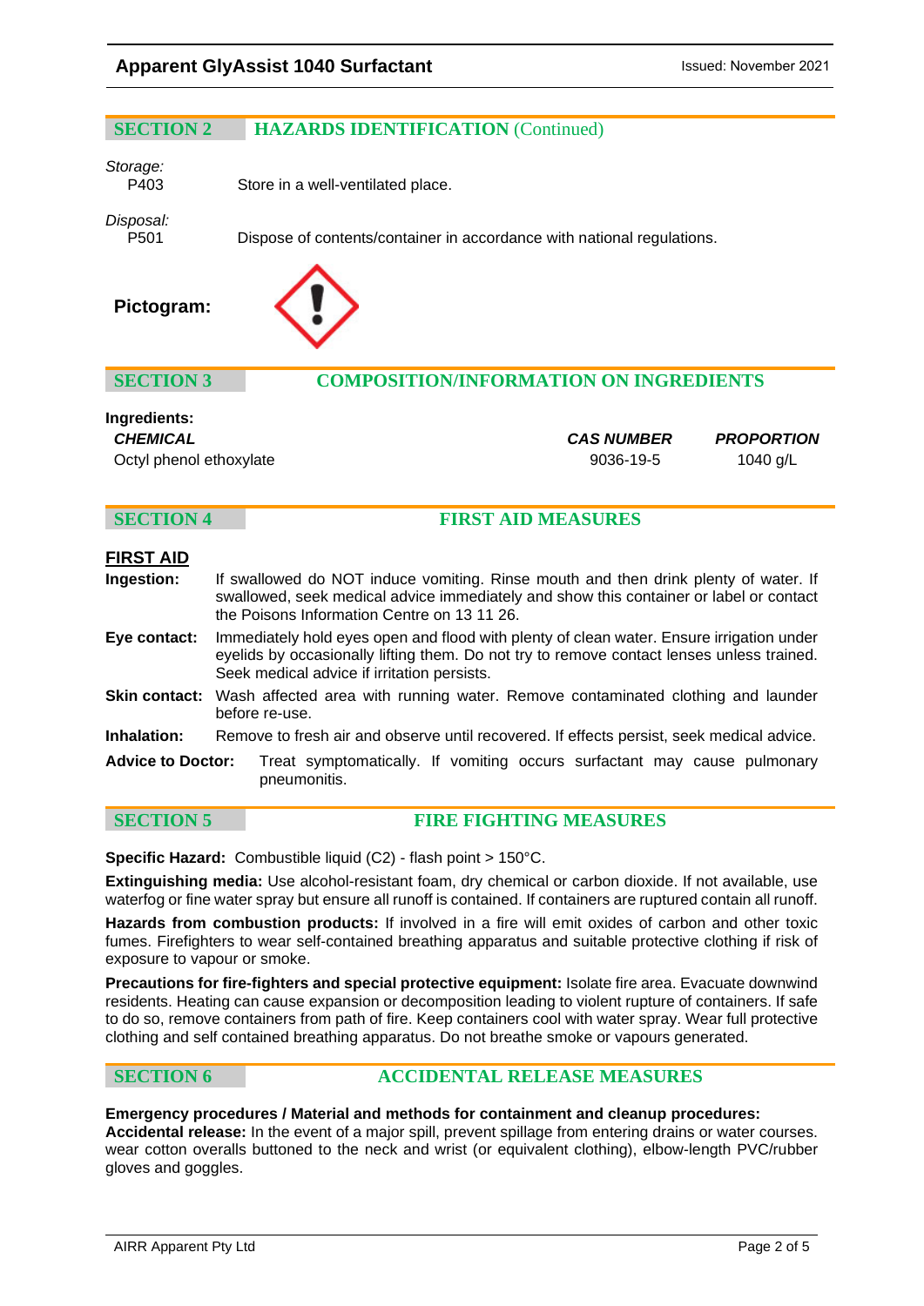## SECTION 2 HAZARDS IDENTIFICATION (Continued)

*Storage:*

P403 Store in a well-ventilated place.

*Disposal:*

P501 Dispose of contents/container in accordance with national regulations.

**Pictogram:**

## SECTION 3 COMPOSITION/INFORMATION ON INGREDIENTS

**Ingredients:**

| ***CHEMICAL*** | ***CAS NUMBER*** | ***PROPORTION*** |
|---|---|---|
| Octyl phenol ethoxylate | 9036-19-5 | 1040 g/L |

## SECTION 4 FIRST AID MEASURES

**FIRST AID**

**Ingestion:** If swallowed do NOT induce vomiting. Rinse mouth and then drink plenty of water. If swallowed, seek medical advice immediately and show this container or label or contact the Poisons Information Centre on 13 11 26.

**Eye contact:** Immediately hold eyes open and flood with plenty of clean water. Ensure irrigation under eyelids by occasionally lifting them. Do not try to remove contact lenses unless trained. Seek medical advice if irritation persists.

**Skin contact:** Wash affected area with running water. Remove contaminated clothing and launder before re-use.

**Inhalation:** Remove to fresh air and observe until recovered. If effects persist, seek medical advice.

**Advice to Doctor:** Treat symptomatically. If vomiting occurs surfactant may cause pulmonary pneumonitis.

## SECTION 5 FIRE FIGHTING MEASURES

**Specific Hazard:** Combustible liquid (C2) - flash point > 150°C.

**Extinguishing media:** Use alcohol-resistant foam, dry chemical or carbon dioxide. If not available, use waterfog or fine water spray but ensure all runoff is contained. If containers are ruptured contain all runoff.

**Hazards from combustion products:** If involved in a fire will emit oxides of carbon and other toxic fumes. Firefighters to wear self-contained breathing apparatus and suitable protective clothing if risk of exposure to vapour or smoke.

**Precautions for fire-fighters and special protective equipment:** Isolate fire area. Evacuate downwind residents. Heating can cause expansion or decomposition leading to violent rupture of containers. If safe to do so, remove containers from path of fire. Keep containers cool with water spray. Wear full protective clothing and self contained breathing apparatus. Do not breathe smoke or vapours generated.

## SECTION 6 ACCIDENTAL RELEASE MEASURES

**Emergency procedures / Material and methods for containment and cleanup procedures:**

**Accidental release:** In the event of a major spill, prevent spillage from entering drains or water courses. wear cotton overalls buttoned to the neck and wrist (or equivalent clothing), elbow-length PVC/rubber gloves and goggles.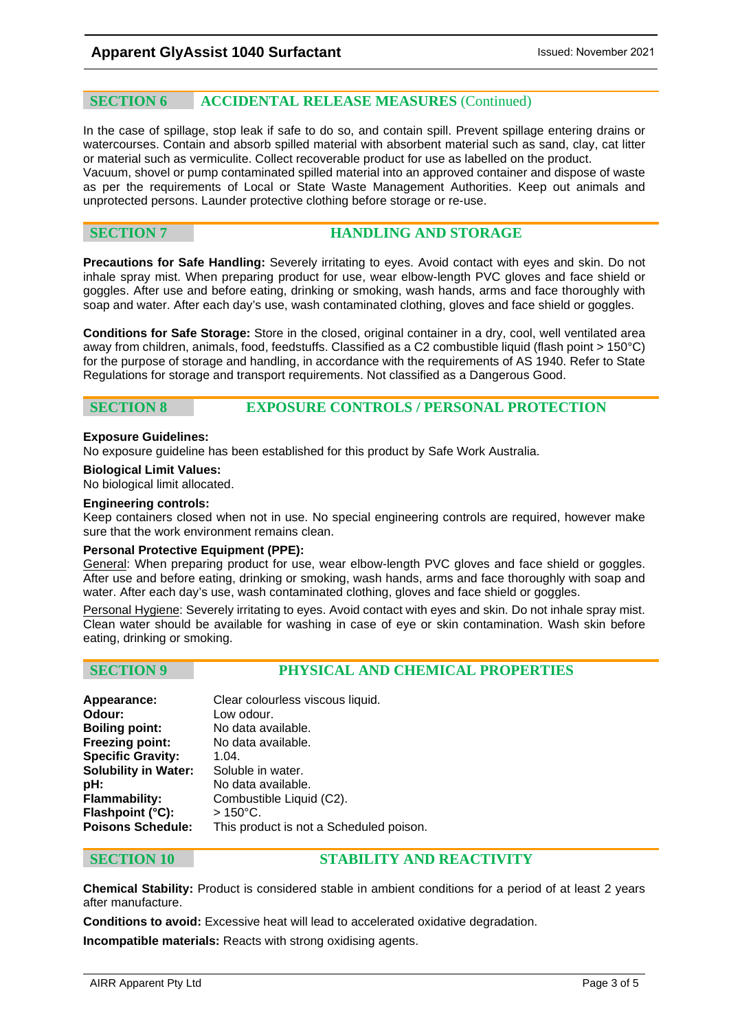## SECTION 6 ACCIDENTAL RELEASE MEASURES (Continued)

In the case of spillage, stop leak if safe to do so, and contain spill. Prevent spillage entering drains or watercourses. Contain and absorb spilled material with absorbent material such as sand, clay, cat litter or material such as vermiculite. Collect recoverable product for use as labelled on the product.
Vacuum, shovel or pump contaminated spilled material into an approved container and dispose of waste as per the requirements of Local or State Waste Management Authorities. Keep out animals and unprotected persons. Launder protective clothing before storage or re-use.

## SECTION 7 HANDLING AND STORAGE

**Precautions for Safe Handling:** Severely irritating to eyes. Avoid contact with eyes and skin. Do not inhale spray mist. When preparing product for use, wear elbow-length PVC gloves and face shield or goggles. After use and before eating, drinking or smoking, wash hands, arms and face thoroughly with soap and water. After each day's use, wash contaminated clothing, gloves and face shield or goggles.

**Conditions for Safe Storage:** Store in the closed, original container in a dry, cool, well ventilated area away from children, animals, food, feedstuffs. Classified as a C2 combustible liquid (flash point > 150°C) for the purpose of storage and handling, in accordance with the requirements of AS 1940. Refer to State Regulations for storage and transport requirements. Not classified as a Dangerous Good.

## SECTION 8 EXPOSURE CONTROLS / PERSONAL PROTECTION

**Exposure Guidelines:**
No exposure guideline has been established for this product by Safe Work Australia.

**Biological Limit Values:**
No biological limit allocated.

**Engineering controls:**
Keep containers closed when not in use. No special engineering controls are required, however make sure that the work environment remains clean.

**Personal Protective Equipment (PPE):**
General: When preparing product for use, wear elbow-length PVC gloves and face shield or goggles. After use and before eating, drinking or smoking, wash hands, arms and face thoroughly with soap and water. After each day's use, wash contaminated clothing, gloves and face shield or goggles.

Personal Hygiene: Severely irritating to eyes. Avoid contact with eyes and skin. Do not inhale spray mist. Clean water should be available for washing in case of eye or skin contamination. Wash skin before eating, drinking or smoking.

## SECTION 9 PHYSICAL AND CHEMICAL PROPERTIES

| | |
|---|---|
| **Appearance:** | Clear colourless viscous liquid. |
| **Odour:** | Low odour. |
| **Boiling point:** | No data available. |
| **Freezing point:** | No data available. |
| **Specific Gravity:** | 1.04. |
| **Solubility in Water:** | Soluble in water. |
| **pH:** | No data available. |
| **Flammability:** | Combustible Liquid (C2). |
| **Flashpoint (°C):** | > 150°C. |
| **Poisons Schedule:** | This product is not a Scheduled poison. |

## SECTION 10 STABILITY AND REACTIVITY

**Chemical Stability:** Product is considered stable in ambient conditions for a period of at least 2 years after manufacture.

**Conditions to avoid:** Excessive heat will lead to accelerated oxidative degradation.

**Incompatible materials:** Reacts with strong oxidising agents.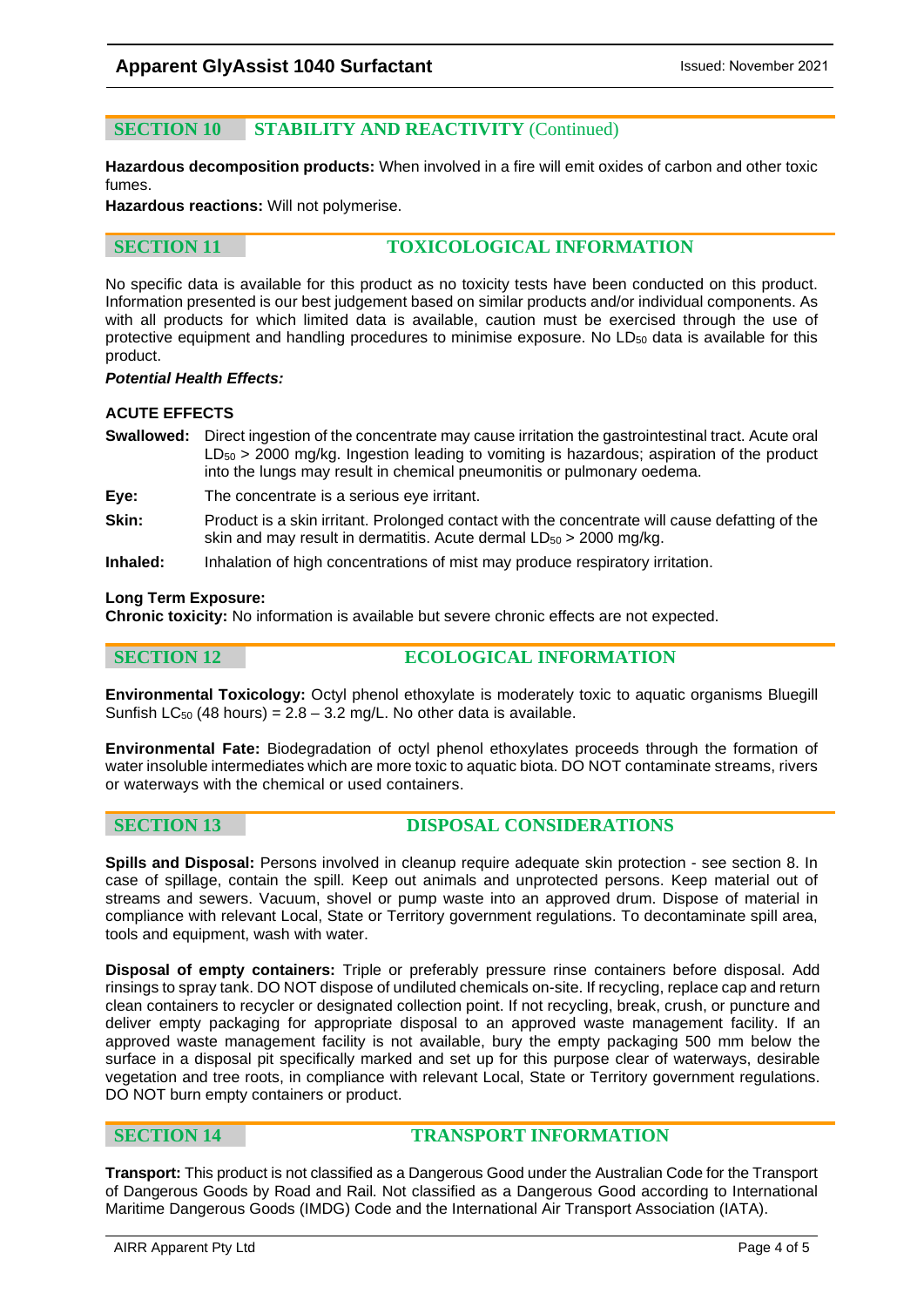## SECTION 10 STABILITY AND REACTIVITY (Continued)

**Hazardous decomposition products:** When involved in a fire will emit oxides of carbon and other toxic fumes.

**Hazardous reactions:** Will not polymerise.

## SECTION 11 TOXICOLOGICAL INFORMATION

No specific data is available for this product as no toxicity tests have been conducted on this product. Information presented is our best judgement based on similar products and/or individual components. As with all products for which limited data is available, caution must be exercised through the use of protective equipment and handling procedures to minimise exposure. No $LD_{50}$ data is available for this product.

***Potential Health Effects:***

**ACUTE EFFECTS**

**Swallowed:** Direct ingestion of the concentrate may cause irritation the gastrointestinal tract. Acute oral $LD_{50}$ > 2000 mg/kg. Ingestion leading to vomiting is hazardous; aspiration of the product into the lungs may result in chemical pneumonitis or pulmonary oedema.

**Eye:** The concentrate is a serious eye irritant.

**Skin:** Product is a skin irritant. Prolonged contact with the concentrate will cause defatting of the skin and may result in dermatitis. Acute dermal $LD_{50}$ > 2000 mg/kg.

**Inhaled:** Inhalation of high concentrations of mist may produce respiratory irritation.

**Long Term Exposure:**

**Chronic toxicity:** No information is available but severe chronic effects are not expected.

## SECTION 12 ECOLOGICAL INFORMATION

**Environmental Toxicology:** Octyl phenol ethoxylate is moderately toxic to aquatic organisms Bluegill Sunfish $LC_{50}$ (48 hours) = 2.8 – 3.2 mg/L. No other data is available.

**Environmental Fate:** Biodegradation of octyl phenol ethoxylates proceeds through the formation of water insoluble intermediates which are more toxic to aquatic biota. DO NOT contaminate streams, rivers or waterways with the chemical or used containers.

## SECTION 13 DISPOSAL CONSIDERATIONS

**Spills and Disposal:** Persons involved in cleanup require adequate skin protection - see section 8. In case of spillage, contain the spill. Keep out animals and unprotected persons. Keep material out of streams and sewers. Vacuum, shovel or pump waste into an approved drum. Dispose of material in compliance with relevant Local, State or Territory government regulations. To decontaminate spill area, tools and equipment, wash with water.

**Disposal of empty containers:** Triple or preferably pressure rinse containers before disposal. Add rinsings to spray tank. DO NOT dispose of undiluted chemicals on-site. If recycling, replace cap and return clean containers to recycler or designated collection point. If not recycling, break, crush, or puncture and deliver empty packaging for appropriate disposal to an approved waste management facility. If an approved waste management facility is not available, bury the empty packaging 500 mm below the surface in a disposal pit specifically marked and set up for this purpose clear of waterways, desirable vegetation and tree roots, in compliance with relevant Local, State or Territory government regulations. DO NOT burn empty containers or product.

## SECTION 14 TRANSPORT INFORMATION

**Transport:** This product is not classified as a Dangerous Good under the Australian Code for the Transport of Dangerous Goods by Road and Rail. Not classified as a Dangerous Good according to International Maritime Dangerous Goods (IMDG) Code and the International Air Transport Association (IATA).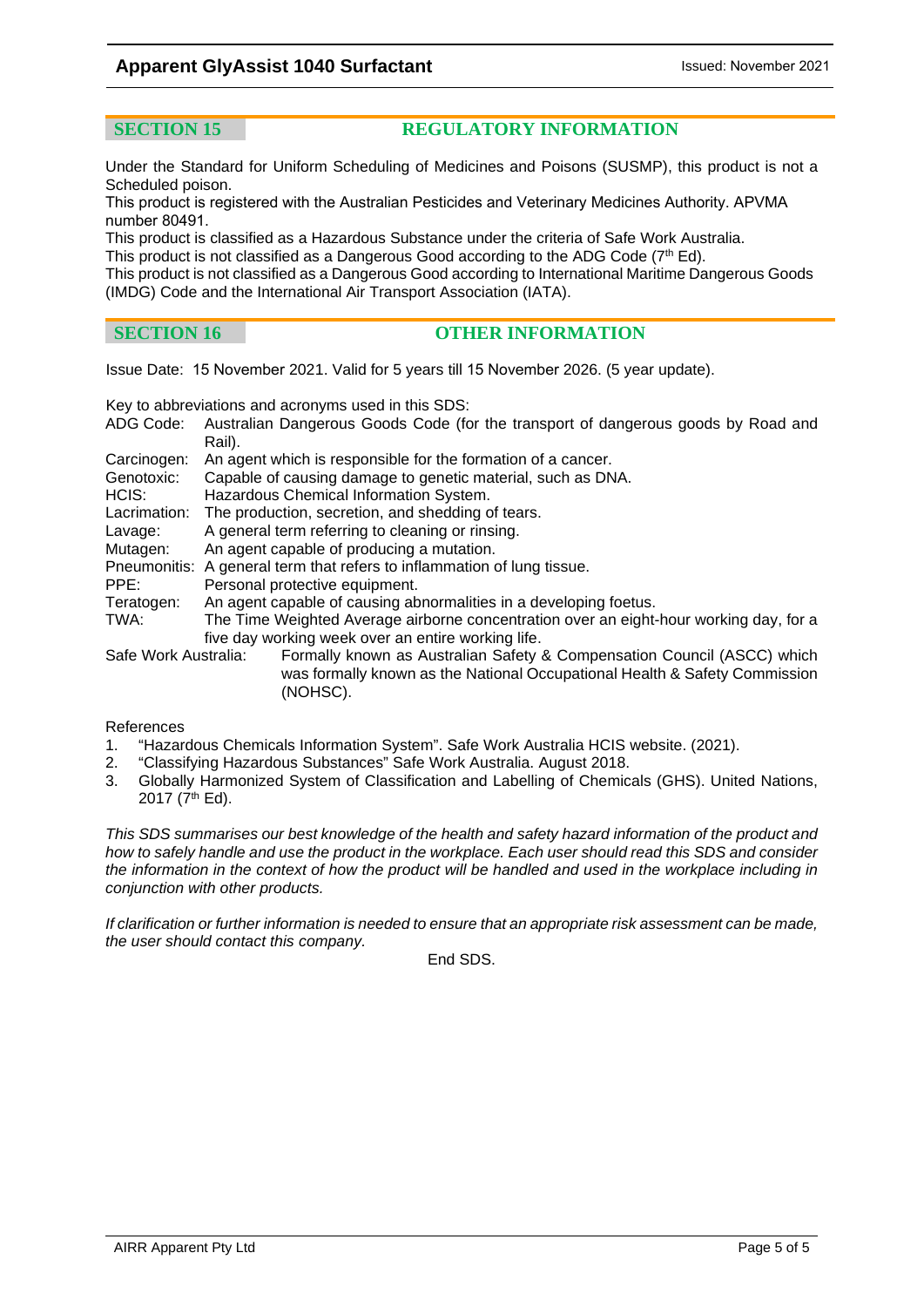## SECTION 15 REGULATORY INFORMATION

Under the Standard for Uniform Scheduling of Medicines and Poisons (SUSMP), this product is not a Scheduled poison.
This product is registered with the Australian Pesticides and Veterinary Medicines Authority. APVMA number 80491.
This product is classified as a Hazardous Substance under the criteria of Safe Work Australia.
This product is not classified as a Dangerous Good according to the ADG Code (7th Ed).
This product is not classified as a Dangerous Good according to International Maritime Dangerous Goods (IMDG) Code and the International Air Transport Association (IATA).

## SECTION 16 OTHER INFORMATION

Issue Date: 15 November 2021. Valid for 5 years till 15 November 2026. (5 year update).

Key to abbreviations and acronyms used in this SDS:

| | |
|---|---|
| ADG Code: | Australian Dangerous Goods Code (for the transport of dangerous goods by Road and Rail). |
| Carcinogen: | An agent which is responsible for the formation of a cancer. |
| Genotoxic: | Capable of causing damage to genetic material, such as DNA. |
| HCIS: | Hazardous Chemical Information System. |
| Lacrimation: | The production, secretion, and shedding of tears. |
| Lavage: | A general term referring to cleaning or rinsing. |
| Mutagen: | An agent capable of producing a mutation. |
| Pneumonitis: | A general term that refers to inflammation of lung tissue. |
| PPE: | Personal protective equipment. |
| Teratogen: | An agent capable of causing abnormalities in a developing foetus. |
| TWA: | The Time Weighted Average airborne concentration over an eight-hour working day, for a five day working week over an entire working life. |
| Safe Work Australia: | Formally known as Australian Safety & Compensation Council (ASCC) which was formally known as the National Occupational Health & Safety Commission (NOHSC). |

References

1. "Hazardous Chemicals Information System". Safe Work Australia HCIS website. (2021).
2. "Classifying Hazardous Substances" Safe Work Australia. August 2018.
3. Globally Harmonized System of Classification and Labelling of Chemicals (GHS). United Nations, 2017 (7th Ed).

*This SDS summarises our best knowledge of the health and safety hazard information of the product and how to safely handle and use the product in the workplace. Each user should read this SDS and consider the information in the context of how the product will be handled and used in the workplace including in conjunction with other products.*

*If clarification or further information is needed to ensure that an appropriate risk assessment can be made, the user should contact this company.*

End SDS.